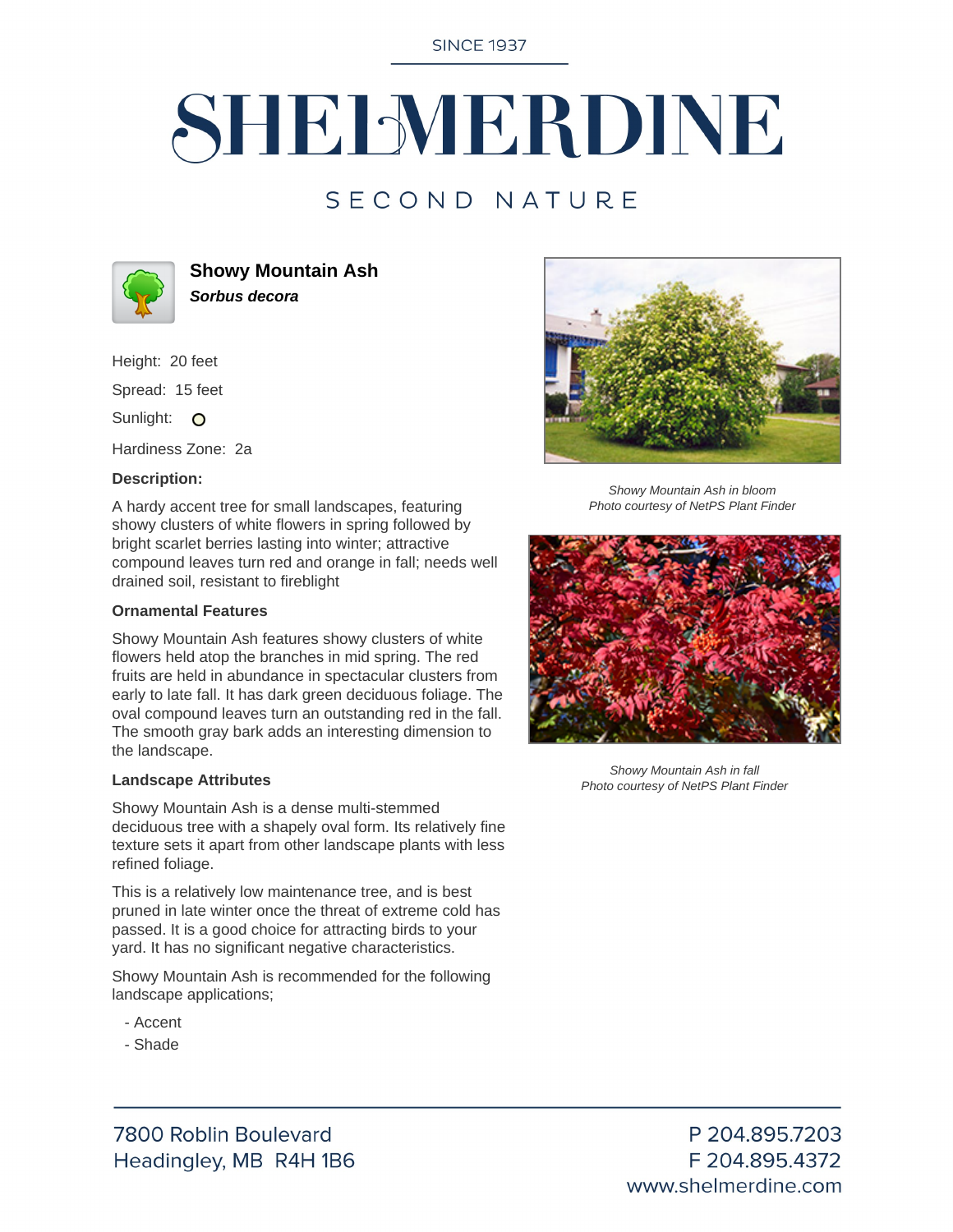SINCE 1937

# SHELMERDINE

SECOND NATURE

## Showy Mountain Ash

***Sorbus decora***

Height: 20 feet

Spread: 15 feet

Sunlight: O

Hardiness Zone: 2a

**Description:**

A hardy accent tree for small landscapes, featuring showy clusters of white flowers in spring followed by bright scarlet berries lasting into winter; attractive compound leaves turn red and orange in fall; needs well drained soil, resistant to fireblight

### Ornamental Features

Showy Mountain Ash features showy clusters of white flowers held atop the branches in mid spring. The red fruits are held in abundance in spectacular clusters from early to late fall. It has dark green deciduous foliage. The oval compound leaves turn an outstanding red in the fall. The smooth gray bark adds an interesting dimension to the landscape.

### Landscape Attributes

Showy Mountain Ash is a dense multi-stemmed deciduous tree with a shapely oval form. Its relatively fine texture sets it apart from other landscape plants with less refined foliage.

This is a relatively low maintenance tree, and is best pruned in late winter once the threat of extreme cold has passed. It is a good choice for attracting birds to your yard. It has no significant negative characteristics.

Showy Mountain Ash is recommended for the following landscape applications;

- Accent
- Shade

*Showy Mountain Ash in bloom*
*Photo courtesy of NetPS Plant Finder*

*Showy Mountain Ash in fall*
*Photo courtesy of NetPS Plant Finder*

7800 Roblin Boulevard
Headingley, MB R4H 1B6

P 204.895.7203
F 204.895.4372
www.shelmerdine.com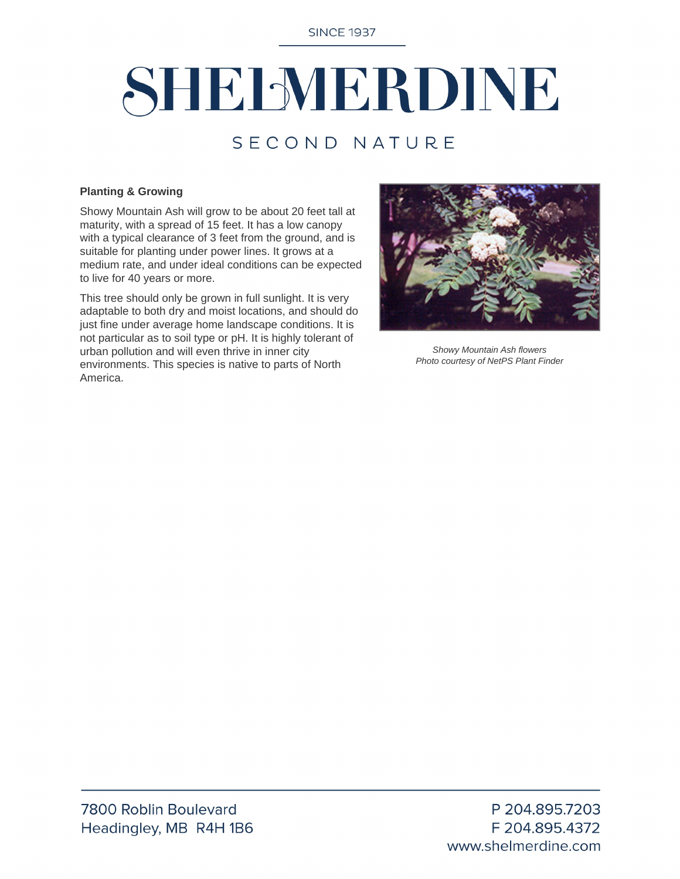SINCE 1937

# SHELMERDINE

SECOND NATURE

**Planting & Growing**

Showy Mountain Ash will grow to be about 20 feet tall at maturity, with a spread of 15 feet. It has a low canopy with a typical clearance of 3 feet from the ground, and is suitable for planting under power lines. It grows at a medium rate, and under ideal conditions can be expected to live for 40 years or more.

This tree should only be grown in full sunlight. It is very adaptable to both dry and moist locations, and should do just fine under average home landscape conditions. It is not particular as to soil type or pH. It is highly tolerant of urban pollution and will even thrive in inner city environments. This species is native to parts of North America.

*Showy Mountain Ash flowers*
*Photo courtesy of NetPS Plant Finder*

7800 Roblin Boulevard
Headingley, MB R4H 1B6

P 204.895.7203
F 204.895.4372
www.shelmerdine.com